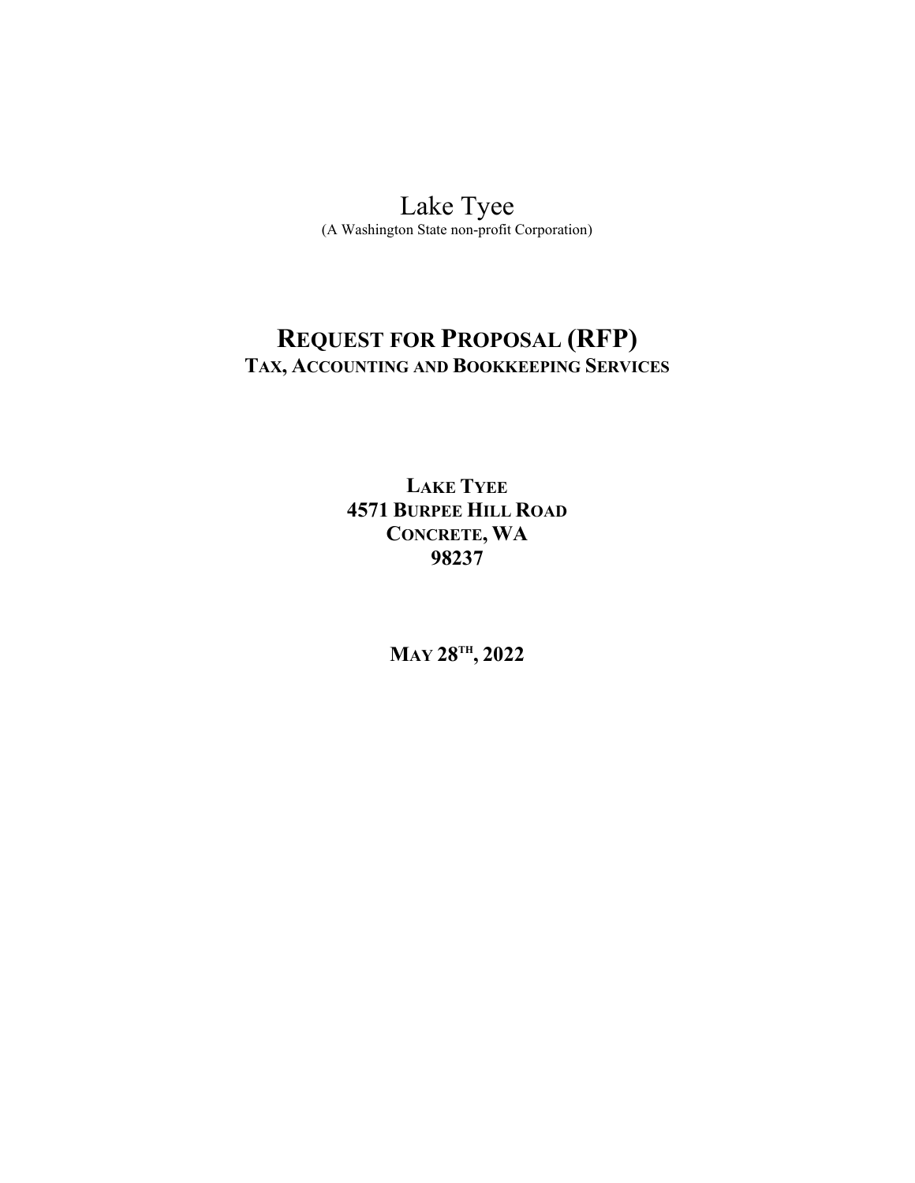# Lake Tyee

(A Washington State non-profit Corporation)

## REQUEST FOR PROPOSAL (RFP)

### TAX, ACCOUNTING AND BOOKKEEPING SERVICES

**LAKE TYEE**
**4571 BURPEE HILL ROAD**
**CONCRETE, WA**
**98237**

**MAY 28TH, 2022**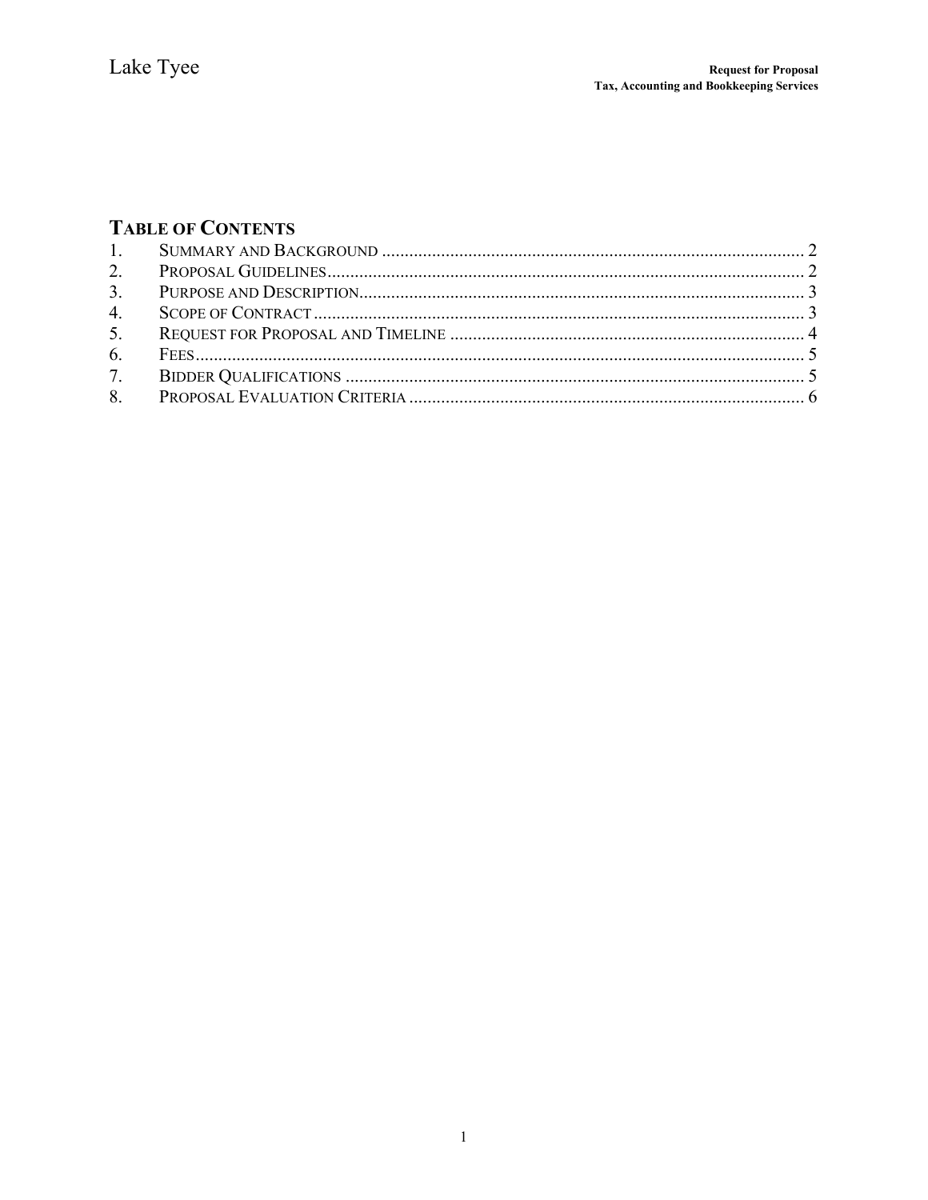## Table of Contents

1. Summary and Background ............................................................................................ 2
2. Proposal Guidelines........................................................................................................ 2
3. Purpose and Description................................................................................................. 3
4. Scope of Contract ........................................................................................................... 3
5. Request for Proposal and Timeline ............................................................................... 4
6. Fees.................................................................................................................................. 5
7. Bidder Qualifications ..................................................................................................... 5
8. Proposal Evaluation Criteria ......................................................................................... 6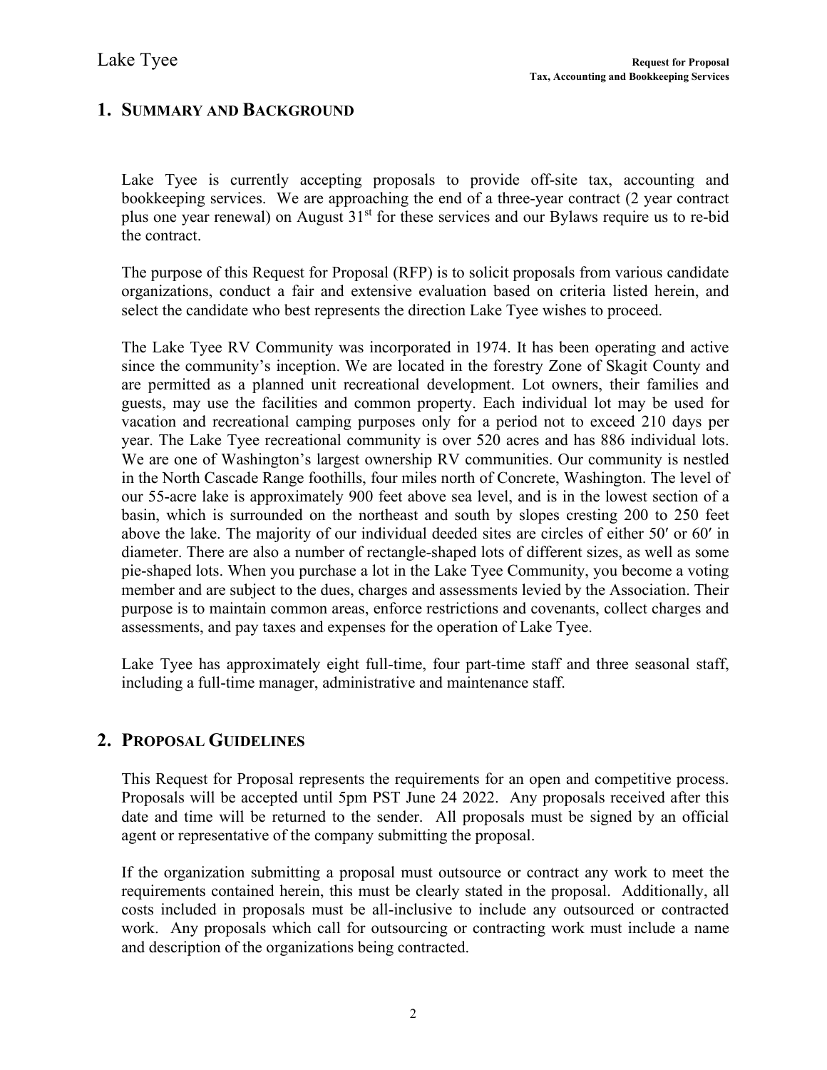## 1. Summary and Background

Lake Tyee is currently accepting proposals to provide off-site tax, accounting and bookkeeping services. We are approaching the end of a three-year contract (2 year contract plus one year renewal) on August 31st for these services and our Bylaws require us to re-bid the contract.

The purpose of this Request for Proposal (RFP) is to solicit proposals from various candidate organizations, conduct a fair and extensive evaluation based on criteria listed herein, and select the candidate who best represents the direction Lake Tyee wishes to proceed.

The Lake Tyee RV Community was incorporated in 1974. It has been operating and active since the community's inception. We are located in the forestry Zone of Skagit County and are permitted as a planned unit recreational development. Lot owners, their families and guests, may use the facilities and common property. Each individual lot may be used for vacation and recreational camping purposes only for a period not to exceed 210 days per year. The Lake Tyee recreational community is over 520 acres and has 886 individual lots. We are one of Washington's largest ownership RV communities. Our community is nestled in the North Cascade Range foothills, four miles north of Concrete, Washington. The level of our 55-acre lake is approximately 900 feet above sea level, and is in the lowest section of a basin, which is surrounded on the northeast and south by slopes cresting 200 to 250 feet above the lake. The majority of our individual deeded sites are circles of either 50′ or 60′ in diameter. There are also a number of rectangle-shaped lots of different sizes, as well as some pie-shaped lots. When you purchase a lot in the Lake Tyee Community, you become a voting member and are subject to the dues, charges and assessments levied by the Association. Their purpose is to maintain common areas, enforce restrictions and covenants, collect charges and assessments, and pay taxes and expenses for the operation of Lake Tyee.

Lake Tyee has approximately eight full-time, four part-time staff and three seasonal staff, including a full-time manager, administrative and maintenance staff.

## 2. Proposal Guidelines

This Request for Proposal represents the requirements for an open and competitive process. Proposals will be accepted until 5pm PST June 24 2022. Any proposals received after this date and time will be returned to the sender. All proposals must be signed by an official agent or representative of the company submitting the proposal.

If the organization submitting a proposal must outsource or contract any work to meet the requirements contained herein, this must be clearly stated in the proposal. Additionally, all costs included in proposals must be all-inclusive to include any outsourced or contracted work. Any proposals which call for outsourcing or contracting work must include a name and description of the organizations being contracted.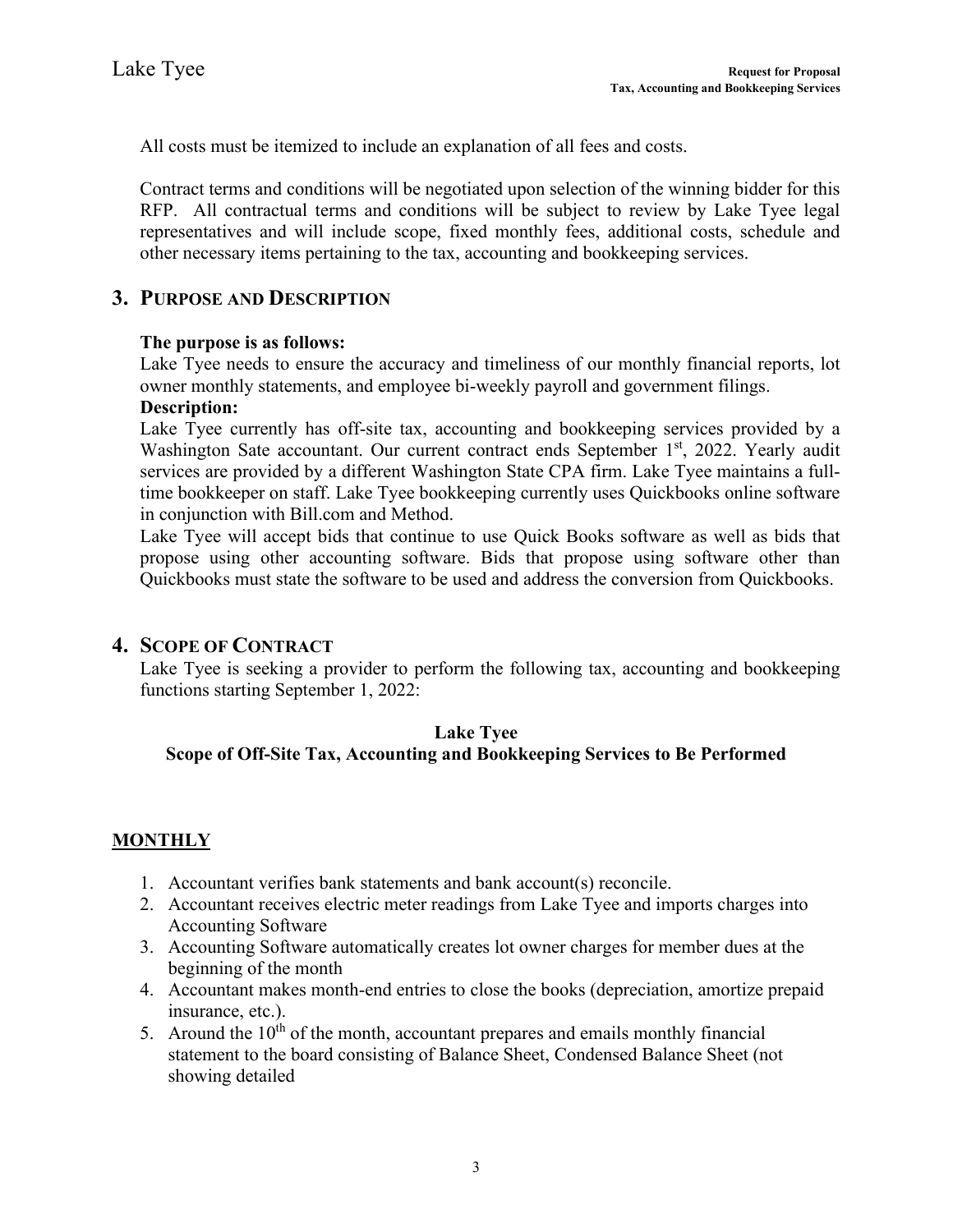All costs must be itemized to include an explanation of all fees and costs.

Contract terms and conditions will be negotiated upon selection of the winning bidder for this RFP. All contractual terms and conditions will be subject to review by Lake Tyee legal representatives and will include scope, fixed monthly fees, additional costs, schedule and other necessary items pertaining to the tax, accounting and bookkeeping services.

## 3. PURPOSE AND DESCRIPTION

**The purpose is as follows:**
Lake Tyee needs to ensure the accuracy and timeliness of our monthly financial reports, lot owner monthly statements, and employee bi-weekly payroll and government filings.

**Description:**
Lake Tyee currently has off-site tax, accounting and bookkeeping services provided by a Washington Sate accountant. Our current contract ends September 1st, 2022. Yearly audit services are provided by a different Washington State CPA firm. Lake Tyee maintains a full-time bookkeeper on staff. Lake Tyee bookkeeping currently uses Quickbooks online software in conjunction with Bill.com and Method.

Lake Tyee will accept bids that continue to use Quick Books software as well as bids that propose using other accounting software. Bids that propose using software other than Quickbooks must state the software to be used and address the conversion from Quickbooks.

## 4. SCOPE OF CONTRACT

Lake Tyee is seeking a provider to perform the following tax, accounting and bookkeeping functions starting September 1, 2022:

**Lake Tyee**
**Scope of Off-Site Tax, Accounting and Bookkeeping Services to Be Performed**

### MONTHLY

1. Accountant verifies bank statements and bank account(s) reconcile.
2. Accountant receives electric meter readings from Lake Tyee and imports charges into Accounting Software
3. Accounting Software automatically creates lot owner charges for member dues at the beginning of the month
4. Accountant makes month-end entries to close the books (depreciation, amortize prepaid insurance, etc.).
5. Around the 10th of the month, accountant prepares and emails monthly financial statement to the board consisting of Balance Sheet, Condensed Balance Sheet (not showing detailed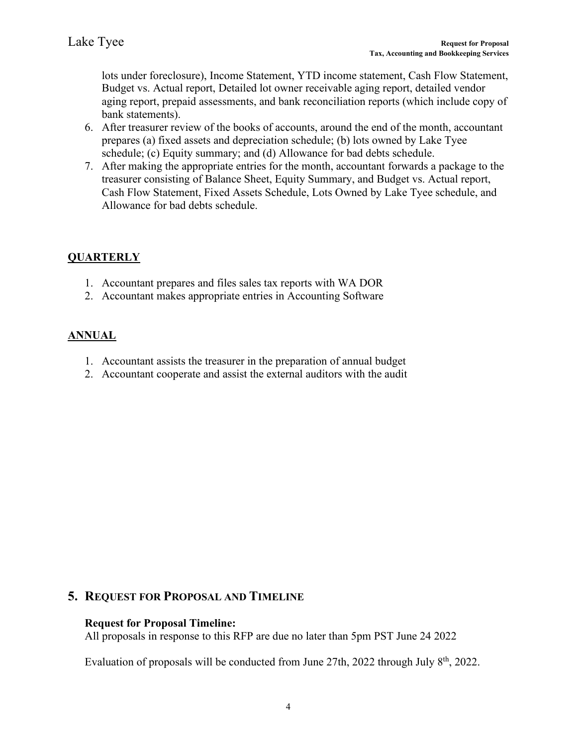lots under foreclosure), Income Statement, YTD income statement, Cash Flow Statement, Budget vs. Actual report, Detailed lot owner receivable aging report, detailed vendor aging report, prepaid assessments, and bank reconciliation reports (which include copy of bank statements).

6. After treasurer review of the books of accounts, around the end of the month, accountant prepares (a) fixed assets and depreciation schedule; (b) lots owned by Lake Tyee schedule; (c) Equity summary; and (d) Allowance for bad debts schedule.
7. After making the appropriate entries for the month, accountant forwards a package to the treasurer consisting of Balance Sheet, Equity Summary, and Budget vs. Actual report, Cash Flow Statement, Fixed Assets Schedule, Lots Owned by Lake Tyee schedule, and Allowance for bad debts schedule.

### QUARTERLY

1. Accountant prepares and files sales tax reports with WA DOR
2. Accountant makes appropriate entries in Accounting Software

### ANNUAL

1. Accountant assists the treasurer in the preparation of annual budget
2. Accountant cooperate and assist the external auditors with the audit

## 5. Request for Proposal and Timeline

**Request for Proposal Timeline:**

All proposals in response to this RFP are due no later than 5pm PST June 24 2022

Evaluation of proposals will be conducted from June 27th, 2022 through July 8th, 2022.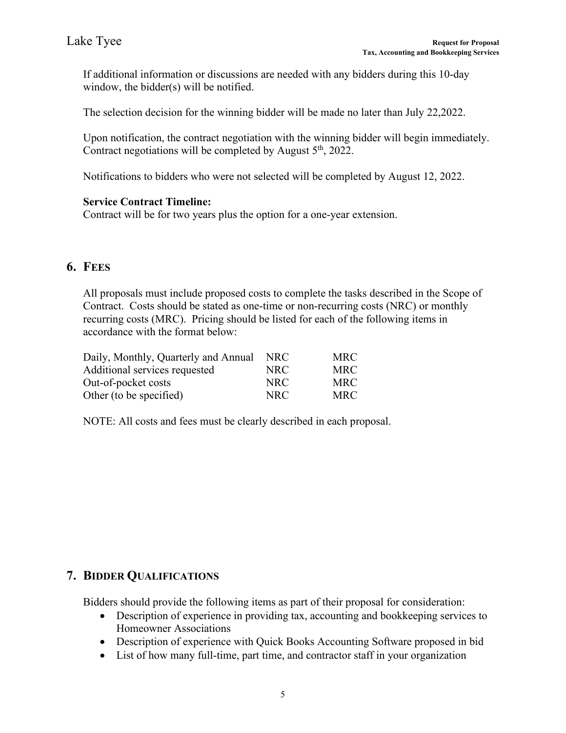If additional information or discussions are needed with any bidders during this 10-day window, the bidder(s) will be notified.

The selection decision for the winning bidder will be made no later than July 22,2022.

Upon notification, the contract negotiation with the winning bidder will begin immediately. Contract negotiations will be completed by August 5th, 2022.

Notifications to bidders who were not selected will be completed by August 12, 2022.

**Service Contract Timeline:**
Contract will be for two years plus the option for a one-year extension.

## 6. FEES

All proposals must include proposed costs to complete the tasks described in the Scope of Contract. Costs should be stated as one-time or non-recurring costs (NRC) or monthly recurring costs (MRC). Pricing should be listed for each of the following items in accordance with the format below:

| | | |
|---|---|---|
| Daily, Monthly, Quarterly and Annual | NRC | MRC |
| Additional services requested | NRC | MRC |
| Out-of-pocket costs | NRC | MRC |
| Other (to be specified) | NRC | MRC |

NOTE: All costs and fees must be clearly described in each proposal.

## 7. BIDDER QUALIFICATIONS

Bidders should provide the following items as part of their proposal for consideration:

- Description of experience in providing tax, accounting and bookkeeping services to Homeowner Associations
- Description of experience with Quick Books Accounting Software proposed in bid
- List of how many full-time, part time, and contractor staff in your organization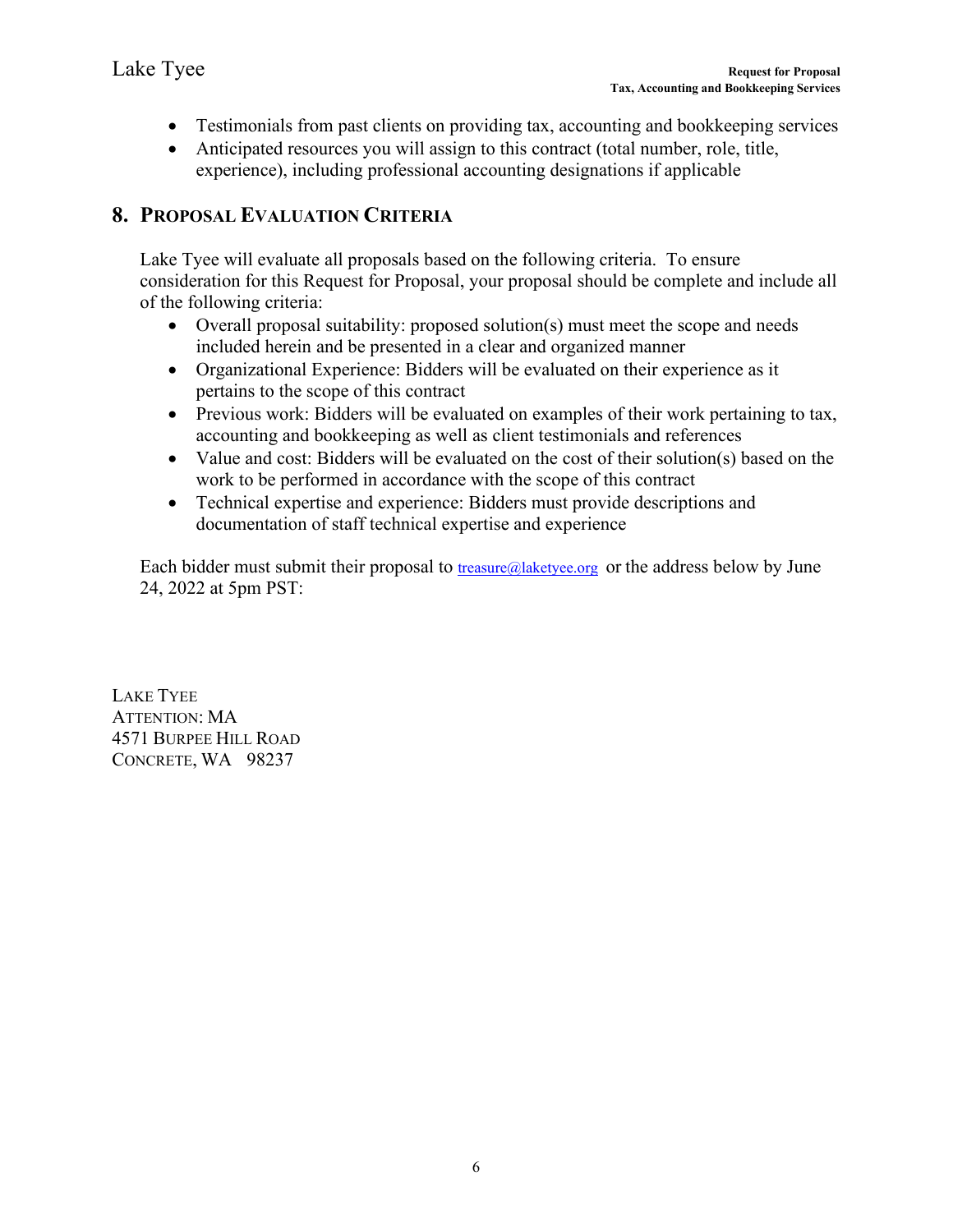- Testimonials from past clients on providing tax, accounting and bookkeeping services
- Anticipated resources you will assign to this contract (total number, role, title, experience), including professional accounting designations if applicable

## 8. Proposal Evaluation Criteria

Lake Tyee will evaluate all proposals based on the following criteria. To ensure consideration for this Request for Proposal, your proposal should be complete and include all of the following criteria:

- Overall proposal suitability: proposed solution(s) must meet the scope and needs included herein and be presented in a clear and organized manner
- Organizational Experience: Bidders will be evaluated on their experience as it pertains to the scope of this contract
- Previous work: Bidders will be evaluated on examples of their work pertaining to tax, accounting and bookkeeping as well as client testimonials and references
- Value and cost: Bidders will be evaluated on the cost of their solution(s) based on the work to be performed in accordance with the scope of this contract
- Technical expertise and experience: Bidders must provide descriptions and documentation of staff technical expertise and experience

Each bidder must submit their proposal to treasure@laketyee.org or the address below by June 24, 2022 at 5pm PST:

Lake Tyee  
Attention: MA  
4571 Burpee Hill Road  
Concrete, WA 98237